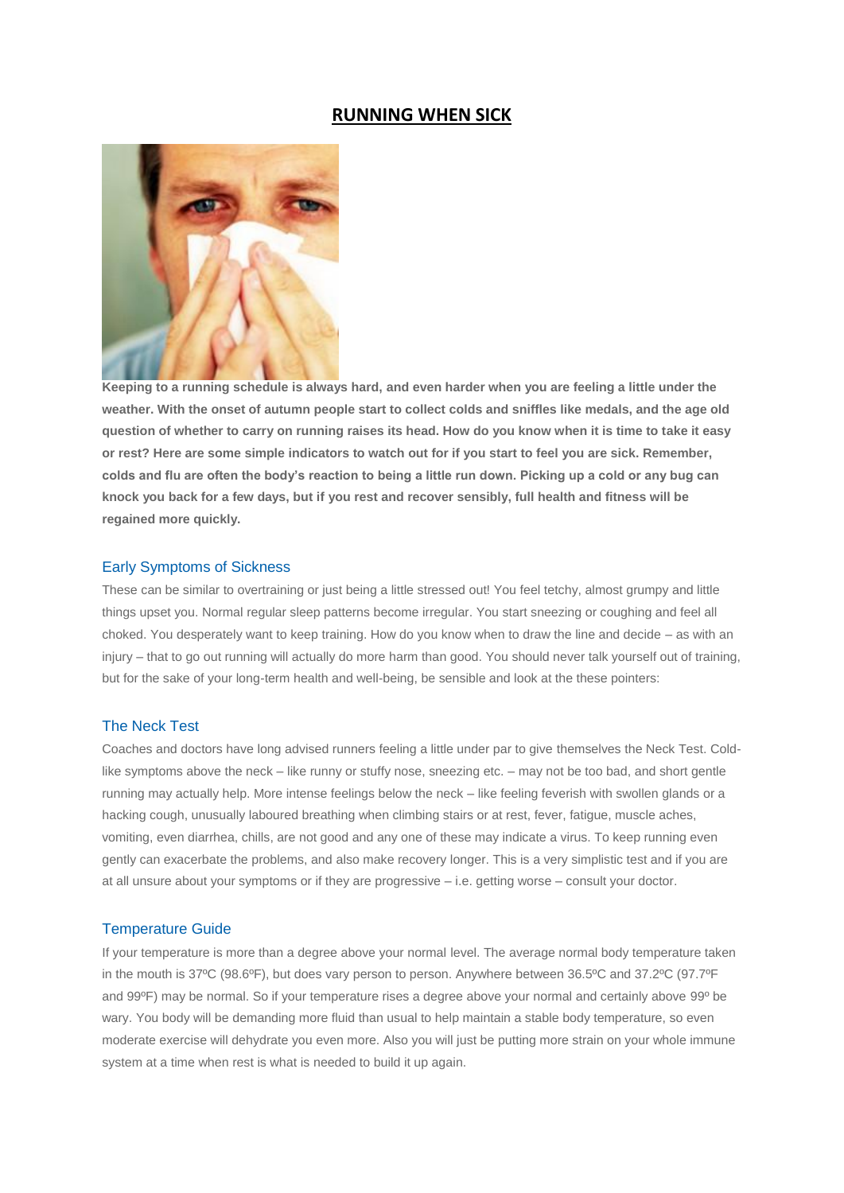# RUNNING WHEN SICK

**Keeping to a running schedule is always hard, and even harder when you are feeling a little under the weather. With the onset of autumn people start to collect colds and sniffles like medals, and the age old question of whether to carry on running raises its head. How do you know when it is time to take it easy or rest? Here are some simple indicators to watch out for if you start to feel you are sick. Remember, colds and flu are often the body's reaction to being a little run down. Picking up a cold or any bug can knock you back for a few days, but if you rest and recover sensibly, full health and fitness will be regained more quickly.**

## Early Symptoms of Sickness

These can be similar to overtraining or just being a little stressed out! You feel tetchy, almost grumpy and little things upset you. Normal regular sleep patterns become irregular. You start sneezing or coughing and feel all choked. You desperately want to keep training. How do you know when to draw the line and decide – as with an injury – that to go out running will actually do more harm than good. You should never talk yourself out of training, but for the sake of your long-term health and well-being, be sensible and look at the these pointers:

## The Neck Test

Coaches and doctors have long advised runners feeling a little under par to give themselves the Neck Test. Cold-like symptoms above the neck – like runny or stuffy nose, sneezing etc. – may not be too bad, and short gentle running may actually help. More intense feelings below the neck – like feeling feverish with swollen glands or a hacking cough, unusually laboured breathing when climbing stairs or at rest, fever, fatigue, muscle aches, vomiting, even diarrhea, chills, are not good and any one of these may indicate a virus. To keep running even gently can exacerbate the problems, and also make recovery longer. This is a very simplistic test and if you are at all unsure about your symptoms or if they are progressive – i.e. getting worse – consult your doctor.

## Temperature Guide

If your temperature is more than a degree above your normal level. The average normal body temperature taken in the mouth is 37ºC (98.6ºF), but does vary person to person. Anywhere between 36.5ºC and 37.2ºC (97.7ºF and 99ºF) may be normal. So if your temperature rises a degree above your normal and certainly above 99º be wary. You body will be demanding more fluid than usual to help maintain a stable body temperature, so even moderate exercise will dehydrate you even more. Also you will just be putting more strain on your whole immune system at a time when rest is what is needed to build it up again.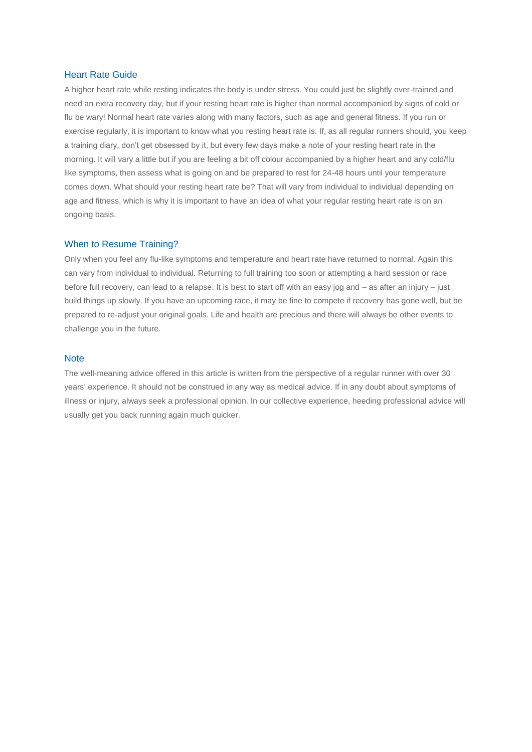## Heart Rate Guide

A higher heart rate while resting indicates the body is under stress. You could just be slightly over-trained and need an extra recovery day, but if your resting heart rate is higher than normal accompanied by signs of cold or flu be wary! Normal heart rate varies along with many factors, such as age and general fitness. If you run or exercise regularly, it is important to know what you resting heart rate is. If, as all regular runners should, you keep a training diary, don't get obsessed by it, but every few days make a note of your resting heart rate in the morning. It will vary a little but if you are feeling a bit off colour accompanied by a higher heart and any cold/flu like symptoms, then assess what is going on and be prepared to rest for 24-48 hours until your temperature comes down. What should your resting heart rate be? That will vary from individual to individual depending on age and fitness, which is why it is important to have an idea of what your regular resting heart rate is on an ongoing basis.

## When to Resume Training?

Only when you feel any flu-like symptoms and temperature and heart rate have returned to normal. Again this can vary from individual to individual. Returning to full training too soon or attempting a hard session or race before full recovery, can lead to a relapse. It is best to start off with an easy jog and – as after an injury – just build things up slowly. If you have an upcoming race, it may be fine to compete if recovery has gone well, but be prepared to re-adjust your original goals. Life and health are precious and there will always be other events to challenge you in the future.

## Note

The well-meaning advice offered in this article is written from the perspective of a regular runner with over 30 years' experience. It should not be construed in any way as medical advice. If in any doubt about symptoms of illness or injury, always seek a professional opinion. In our collective experience, heeding professional advice will usually get you back running again much quicker.